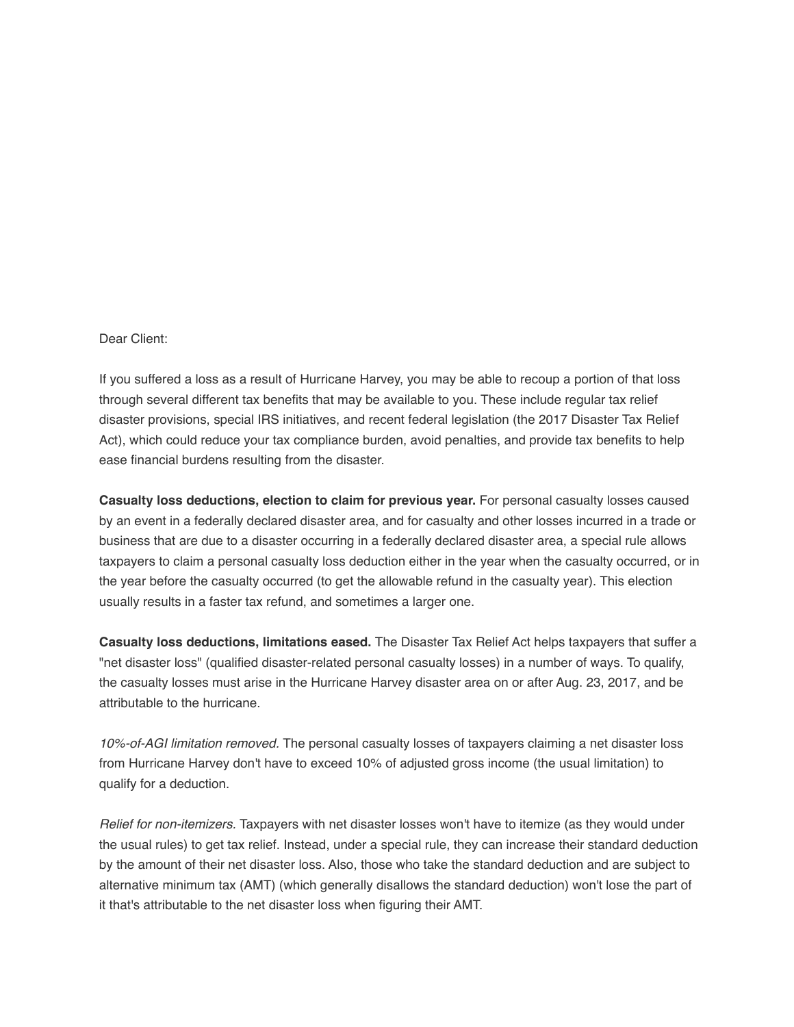Dear Client:

If you suffered a loss as a result of Hurricane Harvey, you may be able to recoup a portion of that loss through several different tax benefits that may be available to you. These include regular tax relief disaster provisions, special IRS initiatives, and recent federal legislation (the 2017 Disaster Tax Relief Act), which could reduce your tax compliance burden, avoid penalties, and provide tax benefits to help ease financial burdens resulting from the disaster.

**Casualty loss deductions, election to claim for previous year.** For personal casualty losses caused by an event in a federally declared disaster area, and for casualty and other losses incurred in a trade or business that are due to a disaster occurring in a federally declared disaster area, a special rule allows taxpayers to claim a personal casualty loss deduction either in the year when the casualty occurred, or in the year before the casualty occurred (to get the allowable refund in the casualty year). This election usually results in a faster tax refund, and sometimes a larger one.

**Casualty loss deductions, limitations eased.** The Disaster Tax Relief Act helps taxpayers that suffer a "net disaster loss" (qualified disaster-related personal casualty losses) in a number of ways. To qualify, the casualty losses must arise in the Hurricane Harvey disaster area on or after Aug. 23, 2017, and be attributable to the hurricane.

*10%-of-AGI limitation removed.* The personal casualty losses of taxpayers claiming a net disaster loss from Hurricane Harvey don't have to exceed 10% of adjusted gross income (the usual limitation) to qualify for a deduction.

*Relief for non-itemizers.* Taxpayers with net disaster losses won't have to itemize (as they would under the usual rules) to get tax relief. Instead, under a special rule, they can increase their standard deduction by the amount of their net disaster loss. Also, those who take the standard deduction and are subject to alternative minimum tax (AMT) (which generally disallows the standard deduction) won't lose the part of it that's attributable to the net disaster loss when figuring their AMT.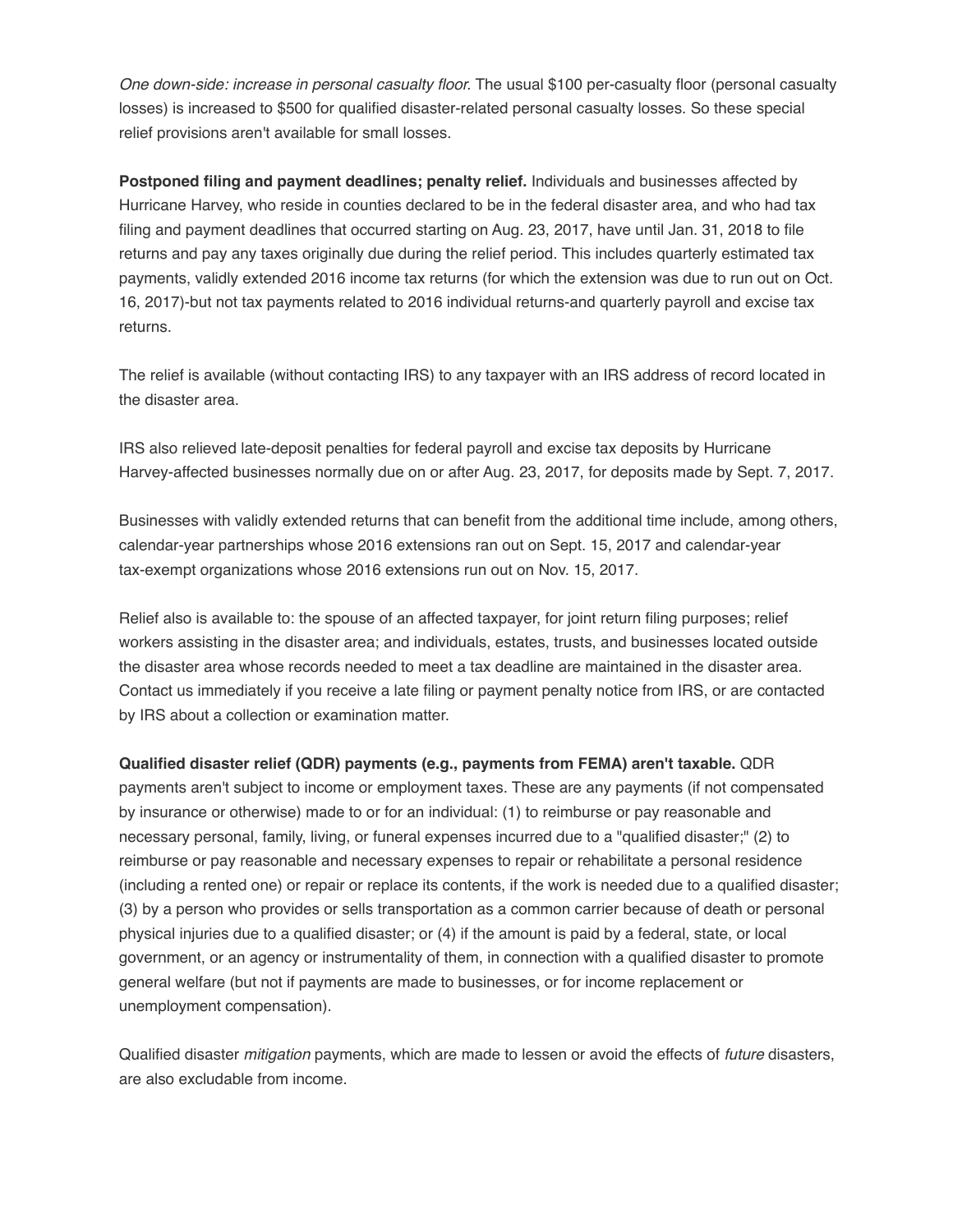*One down-side: increase in personal casualty floor*. The usual $100 per-casualty floor (personal casualty losses) is increased to $500 for qualified disaster-related personal casualty losses. So these special relief provisions aren't available for small losses.

**Postponed filing and payment deadlines; penalty relief.** Individuals and businesses affected by Hurricane Harvey, who reside in counties declared to be in the federal disaster area, and who had tax filing and payment deadlines that occurred starting on Aug. 23, 2017, have until Jan. 31, 2018 to file returns and pay any taxes originally due during the relief period. This includes quarterly estimated tax payments, validly extended 2016 income tax returns (for which the extension was due to run out on Oct. 16, 2017)-but not tax payments related to 2016 individual returns-and quarterly payroll and excise tax returns.

The relief is available (without contacting IRS) to any taxpayer with an IRS address of record located in the disaster area.

IRS also relieved late-deposit penalties for federal payroll and excise tax deposits by Hurricane Harvey-affected businesses normally due on or after Aug. 23, 2017, for deposits made by Sept. 7, 2017.

Businesses with validly extended returns that can benefit from the additional time include, among others, calendar-year partnerships whose 2016 extensions ran out on Sept. 15, 2017 and calendar-year tax-exempt organizations whose 2016 extensions run out on Nov. 15, 2017.

Relief also is available to: the spouse of an affected taxpayer, for joint return filing purposes; relief workers assisting in the disaster area; and individuals, estates, trusts, and businesses located outside the disaster area whose records needed to meet a tax deadline are maintained in the disaster area. Contact us immediately if you receive a late filing or payment penalty notice from IRS, or are contacted by IRS about a collection or examination matter.

**Qualified disaster relief (QDR) payments (e.g., payments from FEMA) aren't taxable.** QDR payments aren't subject to income or employment taxes. These are any payments (if not compensated by insurance or otherwise) made to or for an individual: (1) to reimburse or pay reasonable and necessary personal, family, living, or funeral expenses incurred due to a "qualified disaster;" (2) to reimburse or pay reasonable and necessary expenses to repair or rehabilitate a personal residence (including a rented one) or repair or replace its contents, if the work is needed due to a qualified disaster; (3) by a person who provides or sells transportation as a common carrier because of death or personal physical injuries due to a qualified disaster; or (4) if the amount is paid by a federal, state, or local government, or an agency or instrumentality of them, in connection with a qualified disaster to promote general welfare (but not if payments are made to businesses, or for income replacement or unemployment compensation).

Qualified disaster *mitigation* payments, which are made to lessen or avoid the effects of *future* disasters, are also excludable from income.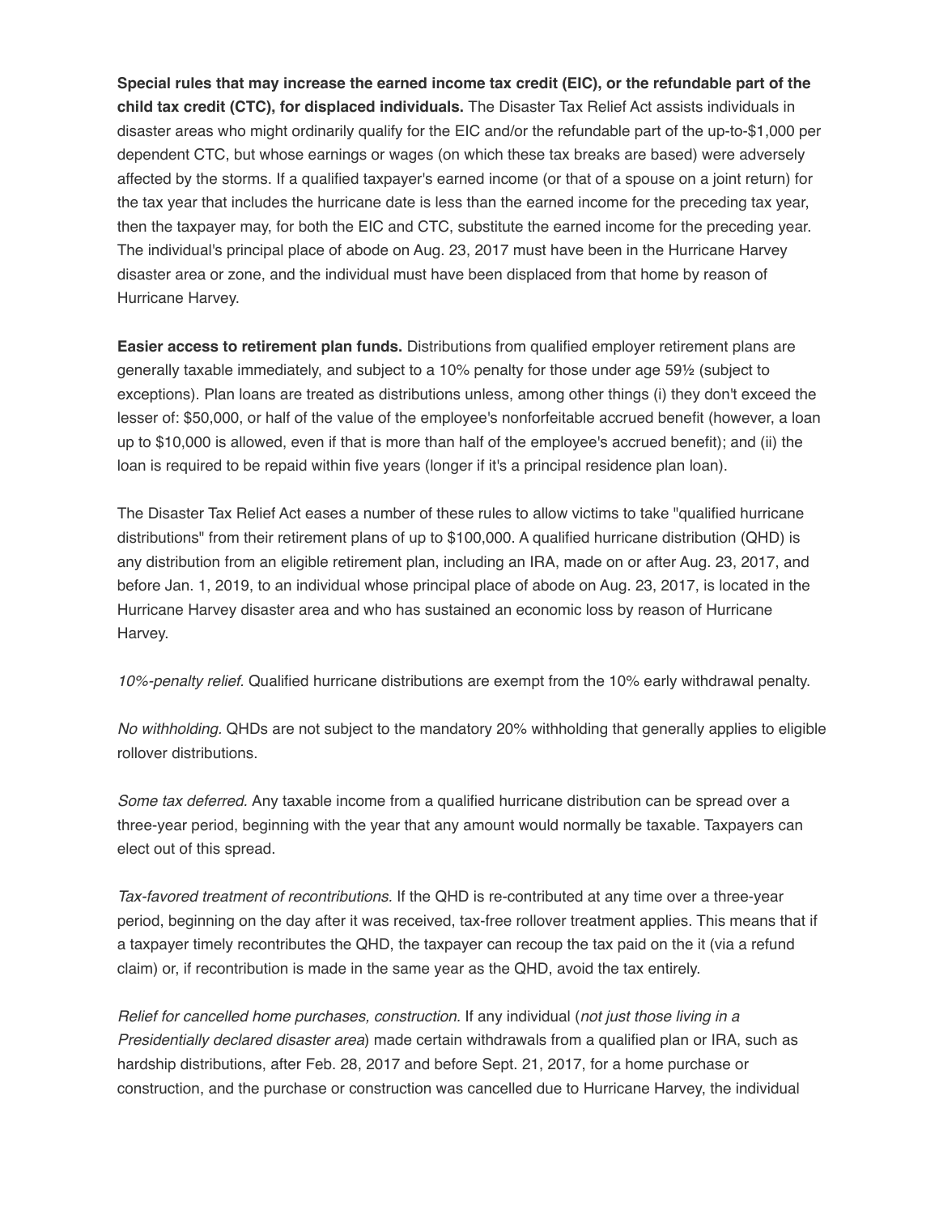**Special rules that may increase the earned income tax credit (EIC), or the refundable part of the child tax credit (CTC), for displaced individuals.** The Disaster Tax Relief Act assists individuals in disaster areas who might ordinarily qualify for the EIC and/or the refundable part of the up-to-$1,000 per dependent CTC, but whose earnings or wages (on which these tax breaks are based) were adversely affected by the storms. If a qualified taxpayer's earned income (or that of a spouse on a joint return) for the tax year that includes the hurricane date is less than the earned income for the preceding tax year, then the taxpayer may, for both the EIC and CTC, substitute the earned income for the preceding year. The individual's principal place of abode on Aug. 23, 2017 must have been in the Hurricane Harvey disaster area or zone, and the individual must have been displaced from that home by reason of Hurricane Harvey.

**Easier access to retirement plan funds.** Distributions from qualified employer retirement plans are generally taxable immediately, and subject to a 10% penalty for those under age 59½ (subject to exceptions). Plan loans are treated as distributions unless, among other things (i) they don't exceed the lesser of: $50,000, or half of the value of the employee's nonforfeitable accrued benefit (however, a loan up to $10,000 is allowed, even if that is more than half of the employee's accrued benefit); and (ii) the loan is required to be repaid within five years (longer if it's a principal residence plan loan).

The Disaster Tax Relief Act eases a number of these rules to allow victims to take "qualified hurricane distributions" from their retirement plans of up to $100,000. A qualified hurricane distribution (QHD) is any distribution from an eligible retirement plan, including an IRA, made on or after Aug. 23, 2017, and before Jan. 1, 2019, to an individual whose principal place of abode on Aug. 23, 2017, is located in the Hurricane Harvey disaster area and who has sustained an economic loss by reason of Hurricane Harvey.

*10%-penalty relief*. Qualified hurricane distributions are exempt from the 10% early withdrawal penalty.

*No withholding.* QHDs are not subject to the mandatory 20% withholding that generally applies to eligible rollover distributions.

*Some tax deferred.* Any taxable income from a qualified hurricane distribution can be spread over a three-year period, beginning with the year that any amount would normally be taxable. Taxpayers can elect out of this spread.

*Tax-favored treatment of recontributions.* If the QHD is re-contributed at any time over a three-year period, beginning on the day after it was received, tax-free rollover treatment applies. This means that if a taxpayer timely recontributes the QHD, the taxpayer can recoup the tax paid on the it (via a refund claim) or, if recontribution is made in the same year as the QHD, avoid the tax entirely.

*Relief for cancelled home purchases, construction.* If any individual (*not just those living in a Presidentially declared disaster area*) made certain withdrawals from a qualified plan or IRA, such as hardship distributions, after Feb. 28, 2017 and before Sept. 21, 2017, for a home purchase or construction, and the purchase or construction was cancelled due to Hurricane Harvey, the individual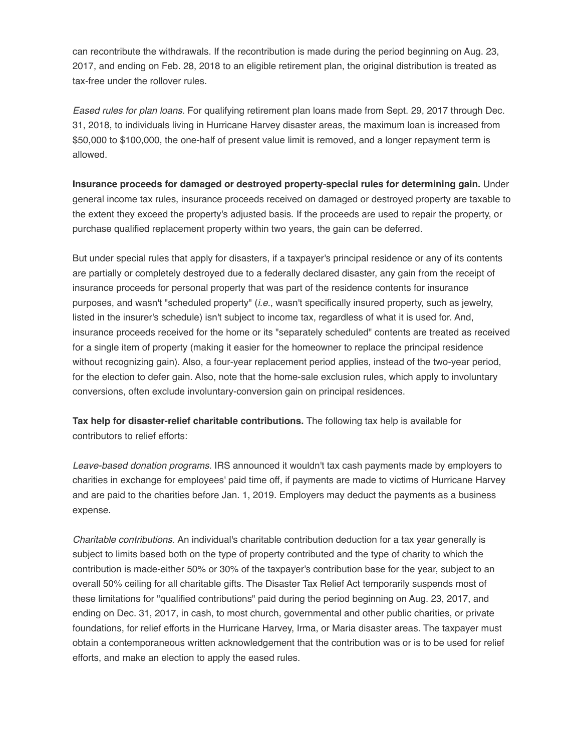can recontribute the withdrawals. If the recontribution is made during the period beginning on Aug. 23, 2017, and ending on Feb. 28, 2018 to an eligible retirement plan, the original distribution is treated as tax-free under the rollover rules.

*Eased rules for plan loans.* For qualifying retirement plan loans made from Sept. 29, 2017 through Dec. 31, 2018, to individuals living in Hurricane Harvey disaster areas, the maximum loan is increased from $50,000 to $100,000, the one-half of present value limit is removed, and a longer repayment term is allowed.

**Insurance proceeds for damaged or destroyed property-special rules for determining gain.** Under general income tax rules, insurance proceeds received on damaged or destroyed property are taxable to the extent they exceed the property's adjusted basis. If the proceeds are used to repair the property, or purchase qualified replacement property within two years, the gain can be deferred.

But under special rules that apply for disasters, if a taxpayer's principal residence or any of its contents are partially or completely destroyed due to a federally declared disaster, any gain from the receipt of insurance proceeds for personal property that was part of the residence contents for insurance purposes, and wasn't "scheduled property" (*i.e.*, wasn't specifically insured property, such as jewelry, listed in the insurer's schedule) isn't subject to income tax, regardless of what it is used for. And, insurance proceeds received for the home or its "separately scheduled" contents are treated as received for a single item of property (making it easier for the homeowner to replace the principal residence without recognizing gain). Also, a four-year replacement period applies, instead of the two-year period, for the election to defer gain. Also, note that the home-sale exclusion rules, which apply to involuntary conversions, often exclude involuntary-conversion gain on principal residences.

**Tax help for disaster-relief charitable contributions.** The following tax help is available for contributors to relief efforts:

*Leave-based donation programs.* IRS announced it wouldn't tax cash payments made by employers to charities in exchange for employees' paid time off, if payments are made to victims of Hurricane Harvey and are paid to the charities before Jan. 1, 2019. Employers may deduct the payments as a business expense.

*Charitable contributions.* An individual's charitable contribution deduction for a tax year generally is subject to limits based both on the type of property contributed and the type of charity to which the contribution is made-either 50% or 30% of the taxpayer's contribution base for the year, subject to an overall 50% ceiling for all charitable gifts. The Disaster Tax Relief Act temporarily suspends most of these limitations for "qualified contributions" paid during the period beginning on Aug. 23, 2017, and ending on Dec. 31, 2017, in cash, to most church, governmental and other public charities, or private foundations, for relief efforts in the Hurricane Harvey, Irma, or Maria disaster areas. The taxpayer must obtain a contemporaneous written acknowledgement that the contribution was or is to be used for relief efforts, and make an election to apply the eased rules.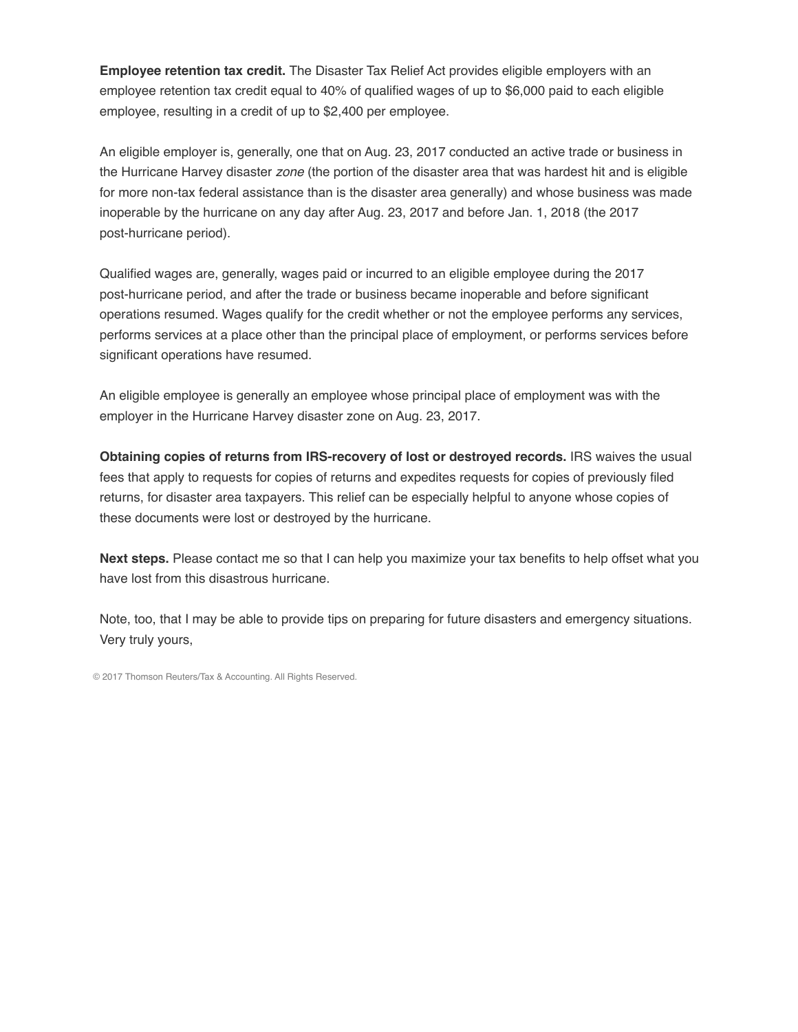**Employee retention tax credit.** The Disaster Tax Relief Act provides eligible employers with an employee retention tax credit equal to 40% of qualified wages of up to $6,000 paid to each eligible employee, resulting in a credit of up to $2,400 per employee.

An eligible employer is, generally, one that on Aug. 23, 2017 conducted an active trade or business in the Hurricane Harvey disaster *zone* (the portion of the disaster area that was hardest hit and is eligible for more non-tax federal assistance than is the disaster area generally) and whose business was made inoperable by the hurricane on any day after Aug. 23, 2017 and before Jan. 1, 2018 (the 2017 post-hurricane period).

Qualified wages are, generally, wages paid or incurred to an eligible employee during the 2017 post-hurricane period, and after the trade or business became inoperable and before significant operations resumed. Wages qualify for the credit whether or not the employee performs any services, performs services at a place other than the principal place of employment, or performs services before significant operations have resumed.

An eligible employee is generally an employee whose principal place of employment was with the employer in the Hurricane Harvey disaster zone on Aug. 23, 2017.

**Obtaining copies of returns from IRS-recovery of lost or destroyed records.** IRS waives the usual fees that apply to requests for copies of returns and expedites requests for copies of previously filed returns, for disaster area taxpayers. This relief can be especially helpful to anyone whose copies of these documents were lost or destroyed by the hurricane.

**Next steps.** Please contact me so that I can help you maximize your tax benefits to help offset what you have lost from this disastrous hurricane.

Note, too, that I may be able to provide tips on preparing for future disasters and emergency situations.
Very truly yours,

© 2017 Thomson Reuters/Tax & Accounting. All Rights Reserved.